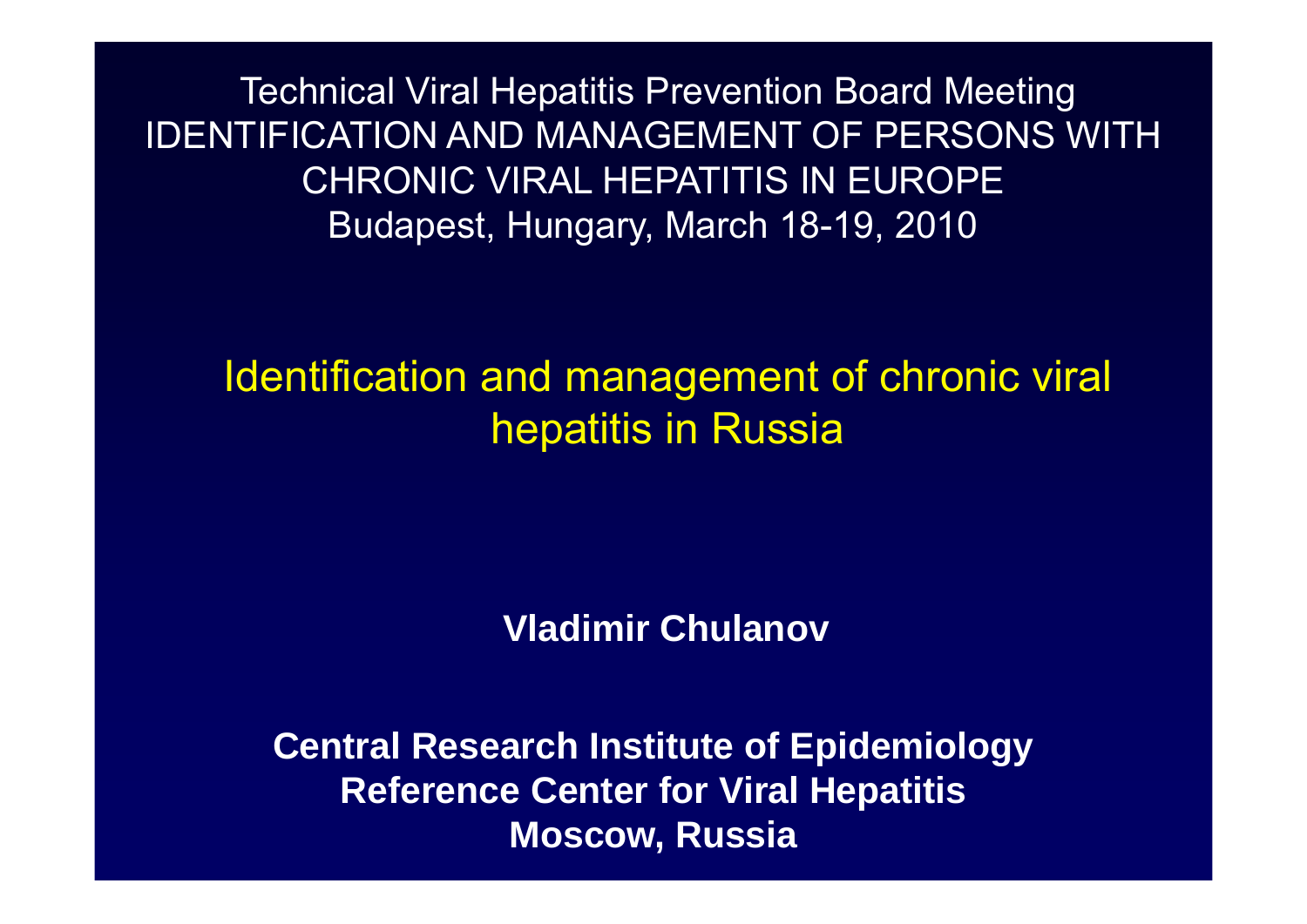Technical Viral Hepatitis Prevention Board Meeting
IDENTIFICATION AND MANAGEMENT OF PERSONS WITH CHRONIC VIRAL HEPATITIS IN EUROPE
Budapest, Hungary, March 18-19, 2010

# Identification and management of chronic viral hepatitis in Russia

**Vladimir Chulanov**

**Central Research Institute of Epidemiology**
**Reference Center for Viral Hepatitis**
**Moscow, Russia**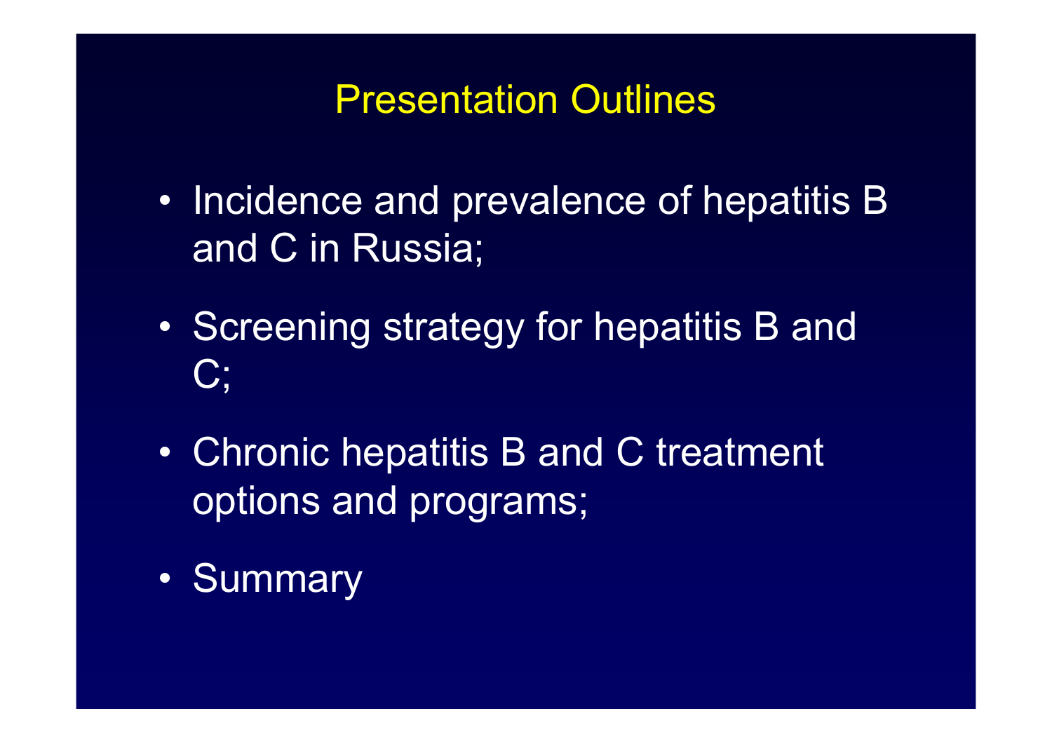# Presentation Outlines

- Incidence and prevalence of hepatitis B and C in Russia;
- Screening strategy for hepatitis B and C;
- Chronic hepatitis B and C treatment options and programs;
- Summary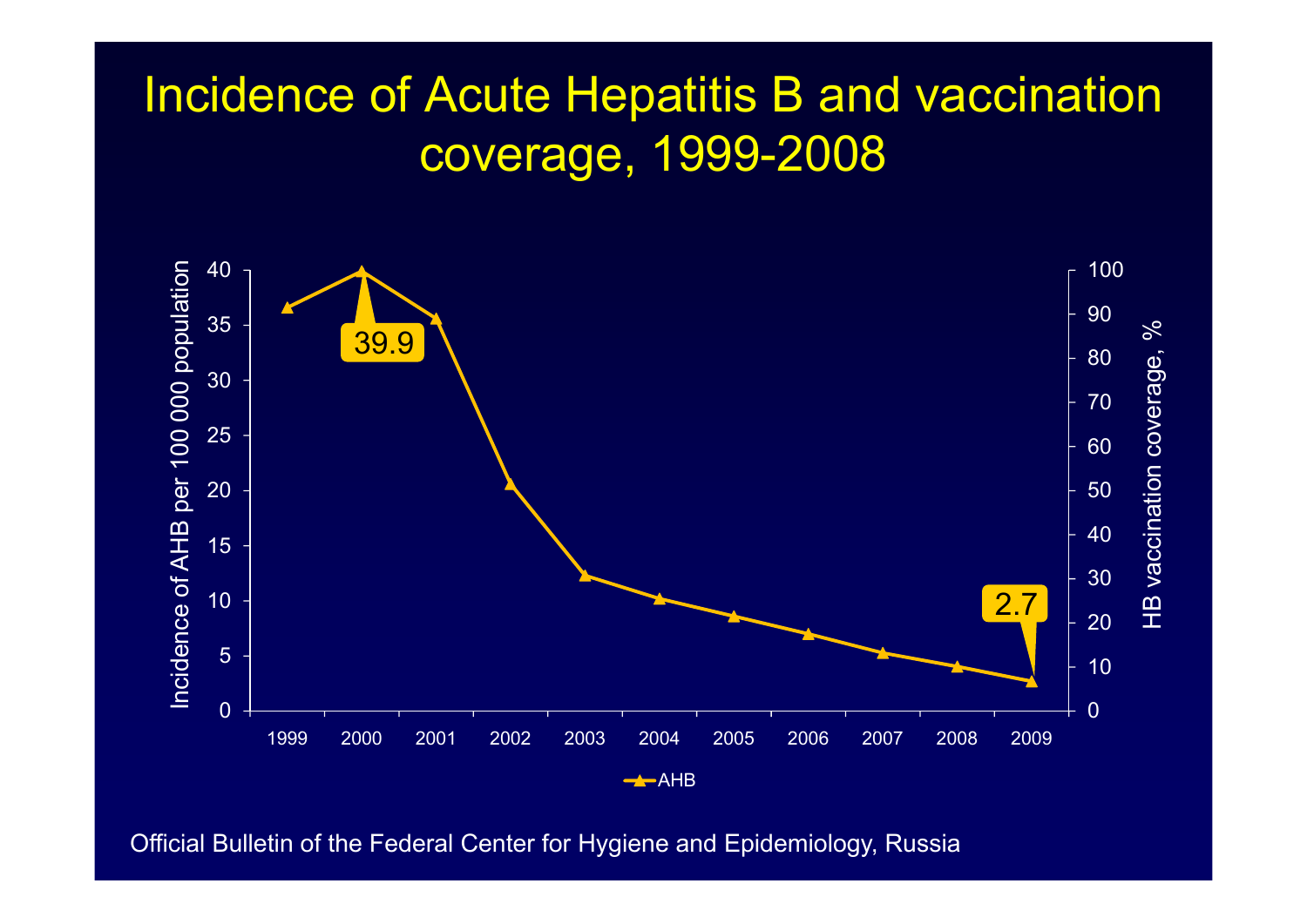# Incidence of Acute Hepatitis B and vaccination coverage, 1999-2008

Official Bulletin of the Federal Center for Hygiene and Epidemiology, Russia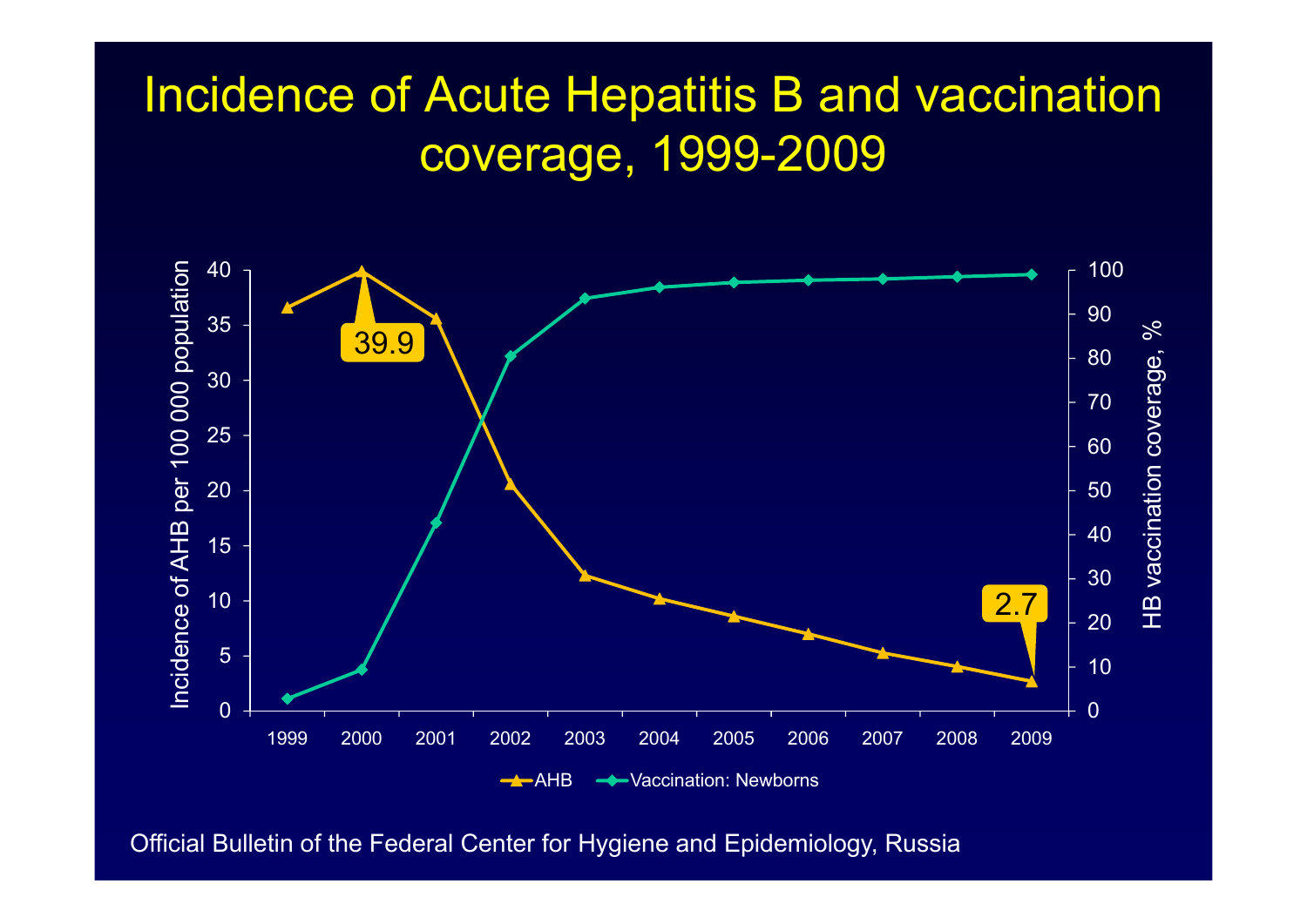# Incidence of Acute Hepatitis B and vaccination coverage, 1999-2009

Official Bulletin of the Federal Center for Hygiene and Epidemiology, Russia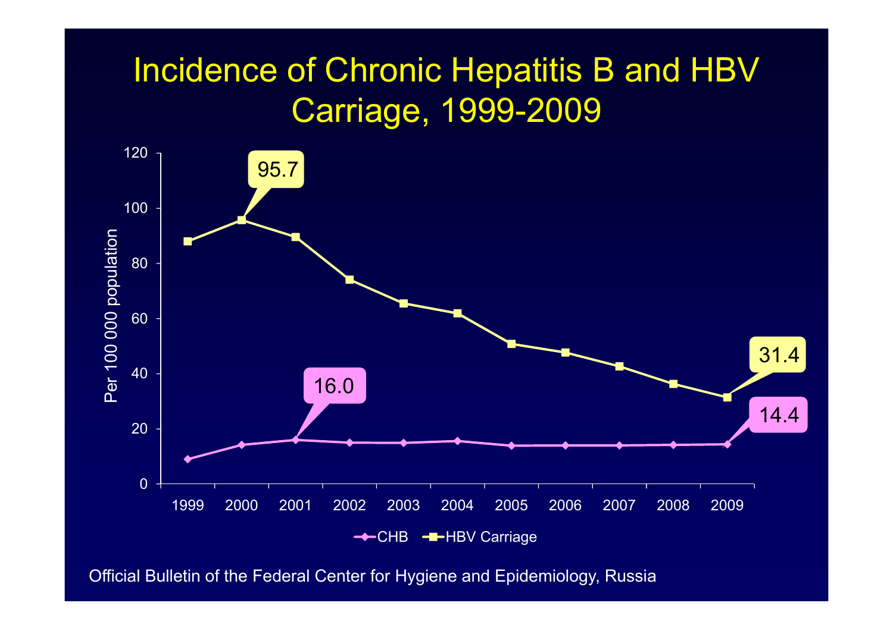# Incidence of Chronic Hepatitis B and HBV Carriage, 1999-2009

Per 100 000 population

| Year | CHB | HBV Carriage |
|---|---|---|
| 2000 | | 95.7 |
| 2001 | 16.0 | |
| 2009 | 14.4 | 31.4 |

Official Bulletin of the Federal Center for Hygiene and Epidemiology, Russia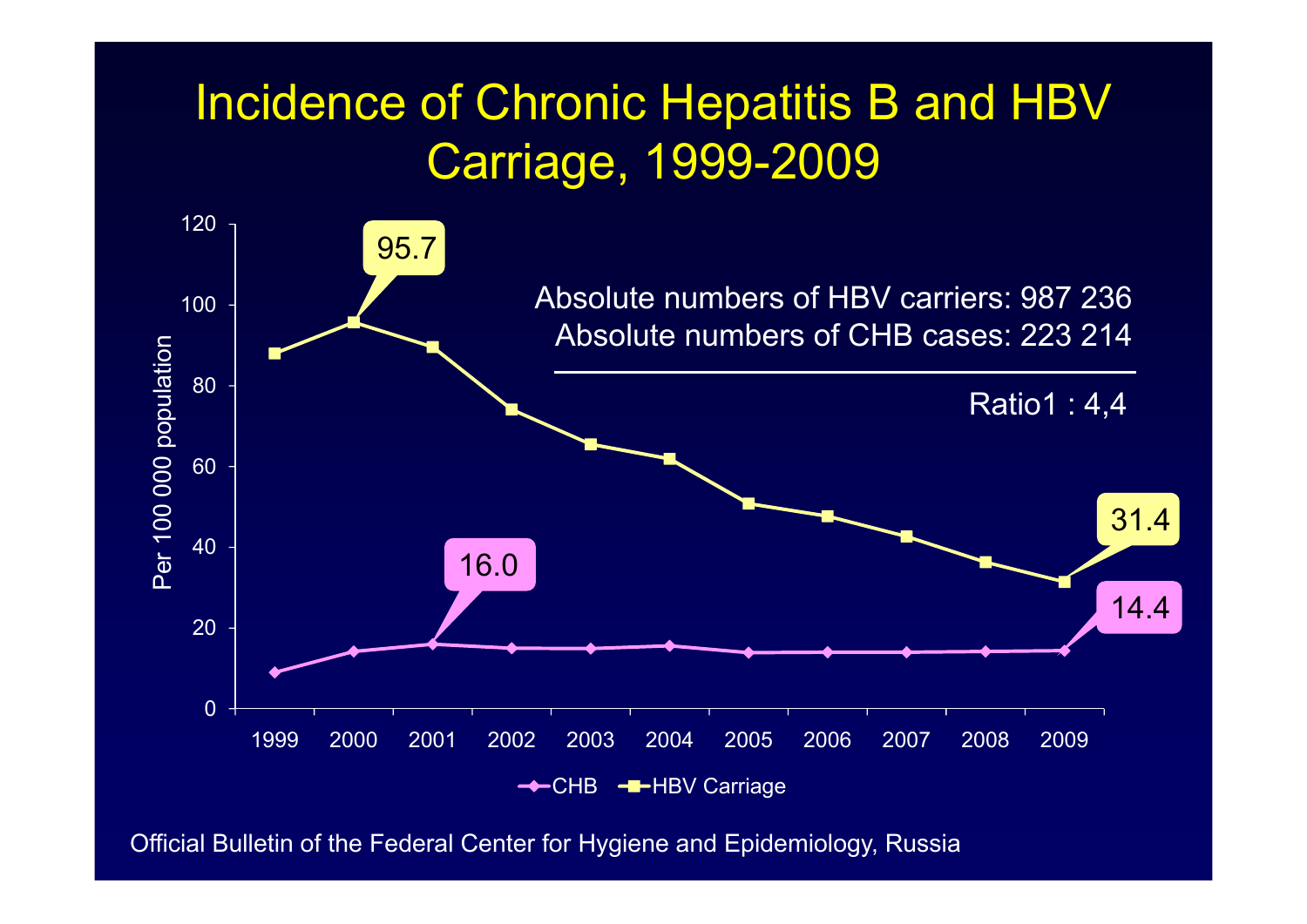# Incidence of Chronic Hepatitis B and HBV Carriage, 1999-2009

Per 100 000 population

| Year | CHB | HBV Carriage |
|---|---|---|
| 2000 | | 95.7 |
| 2001 | 16.0 | |
| 2009 | 14.4 | 31.4 |

Absolute numbers of HBV carriers: 987 236
Absolute numbers of CHB cases: 223 214

Ratio1 : 4,4

Official Bulletin of the Federal Center for Hygiene and Epidemiology, Russia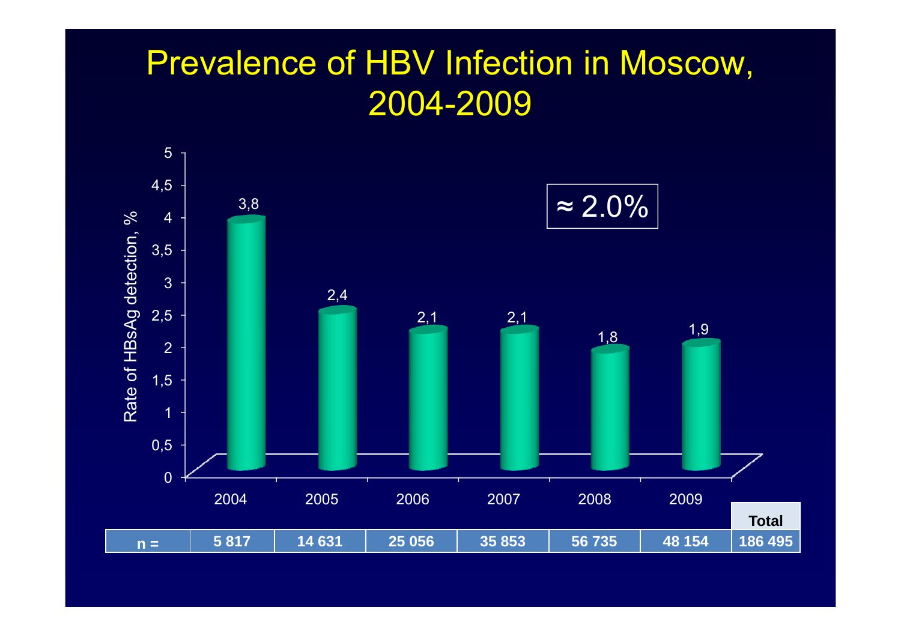# Prevalence of HBV Infection in Moscow, 2004-2009

Rate of HBsAg detection, %

| | 2004 | 2005 | 2006 | 2007 | 2008 | 2009 |
|---|---|---|---|---|---|---|
| Rate, % | 3,8 | 2,4 | 2,1 | 2,1 | 1,8 | 1,9 |

≈ 2.0%

| n = | 5 817 | 14 631 | 25 056 | 35 853 | 56 735 | 48 154 | Total 186 495 |
|---|---|---|---|---|---|---|---|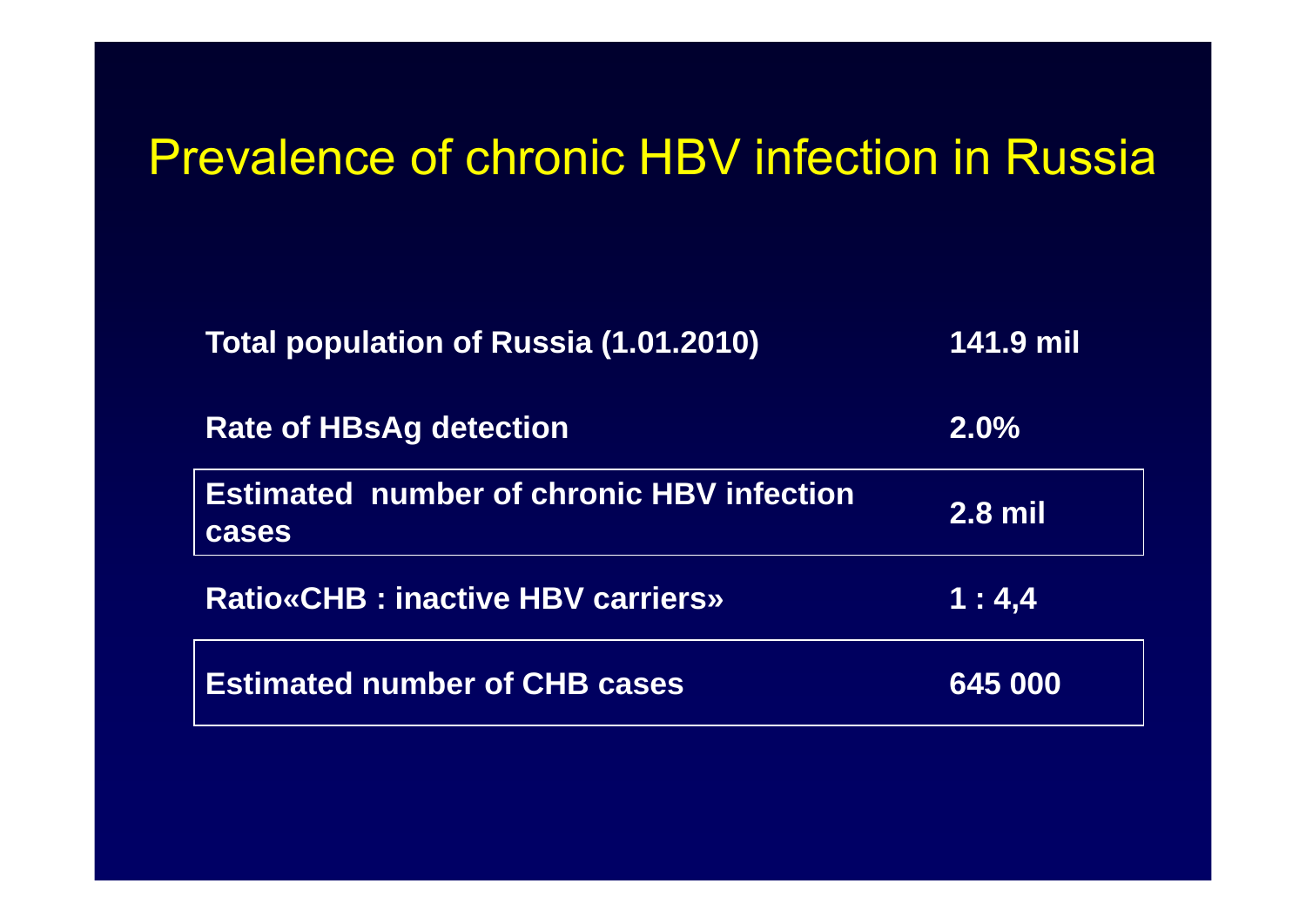# Prevalence of chronic HBV infection in Russia

| | |
|---|---|
| **Total population of Russia (1.01.2010)** | **141.9 mil** |
| **Rate of HBsAg detection** | **2.0%** |
| **Estimated number of chronic HBV infection cases** | **2.8 mil** |
| **Ratio«CHB : inactive HBV carriers»** | **1 : 4,4** |
| **Estimated number of CHB cases** | **645 000** |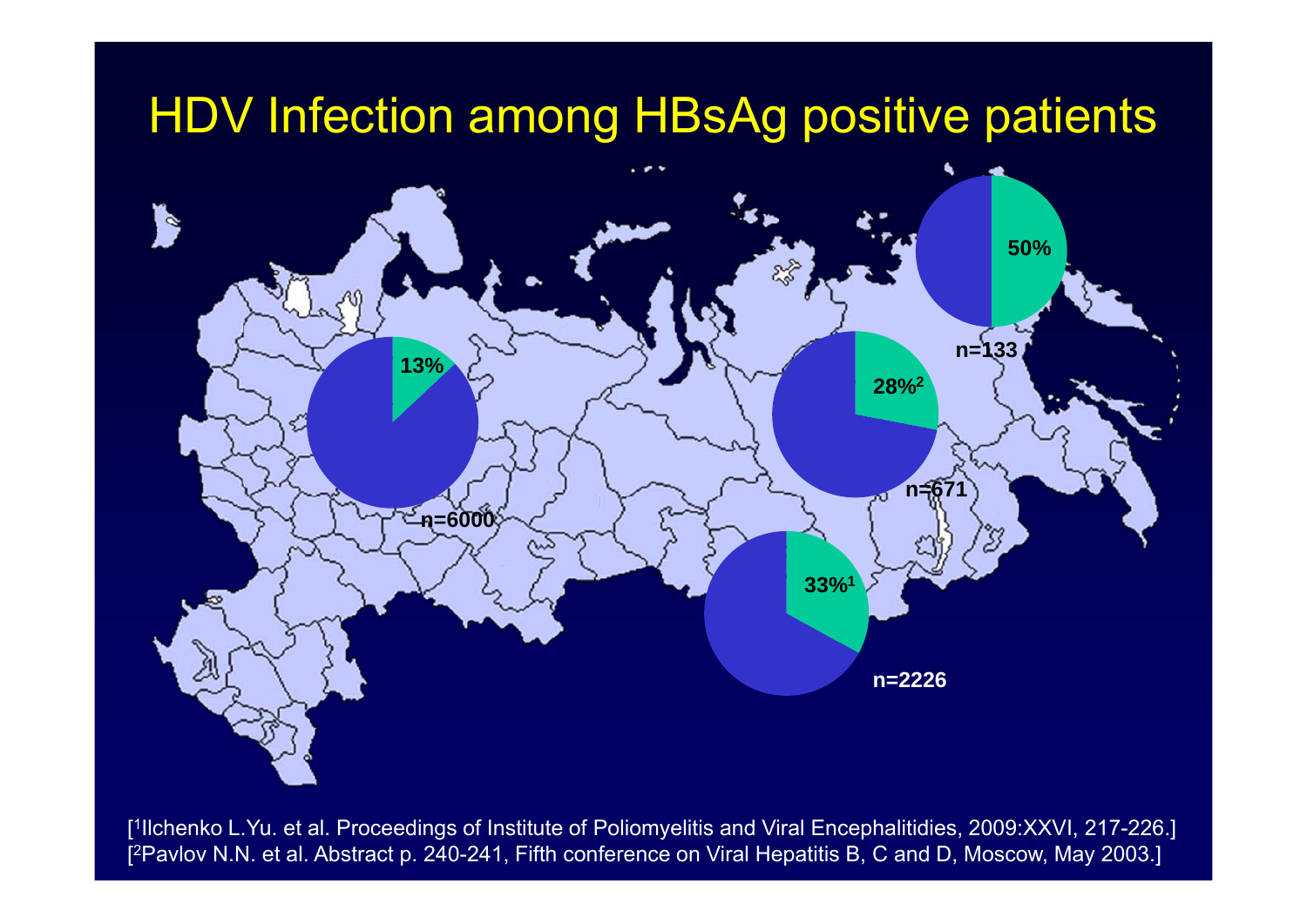# HDV Infection among HBsAg positive patients

13%

n=6000

28%[2]

n=671

50%

n=133

33%[1]

n=2226

[[1]Ilchenko L.Yu. et al. Proceedings of Institute of Poliomyelitis and Viral Encephalitidies, 2009:XXVI, 217-226.]
[[2]Pavlov N.N. et al. Abstract p. 240-241, Fifth conference on Viral Hepatitis B, C and D, Moscow, May 2003.]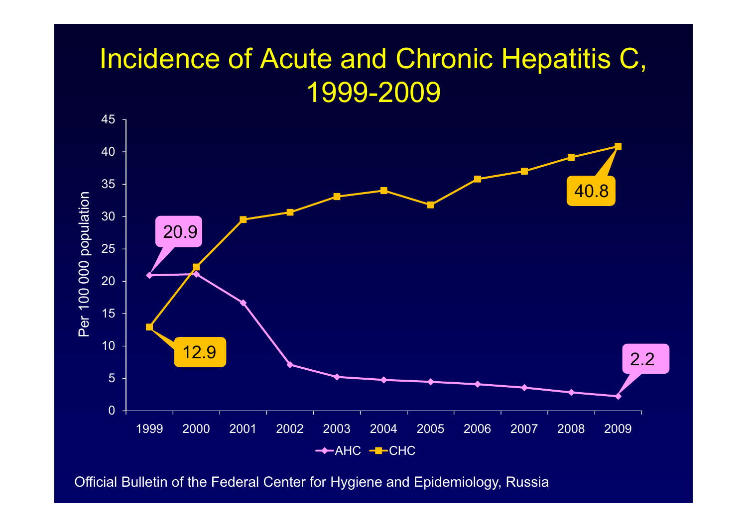# Incidence of Acute and Chronic Hepatitis C, 1999-2009

Official Bulletin of the Federal Center for Hygiene and Epidemiology, Russia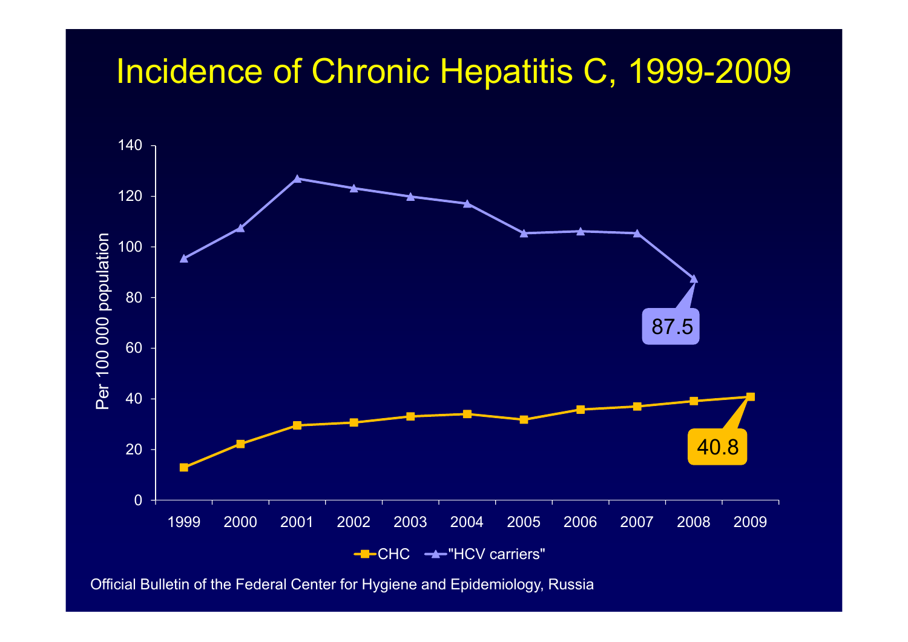# Incidence of Chronic Hepatitis C, 1999-2009

Official Bulletin of the Federal Center for Hygiene and Epidemiology, Russia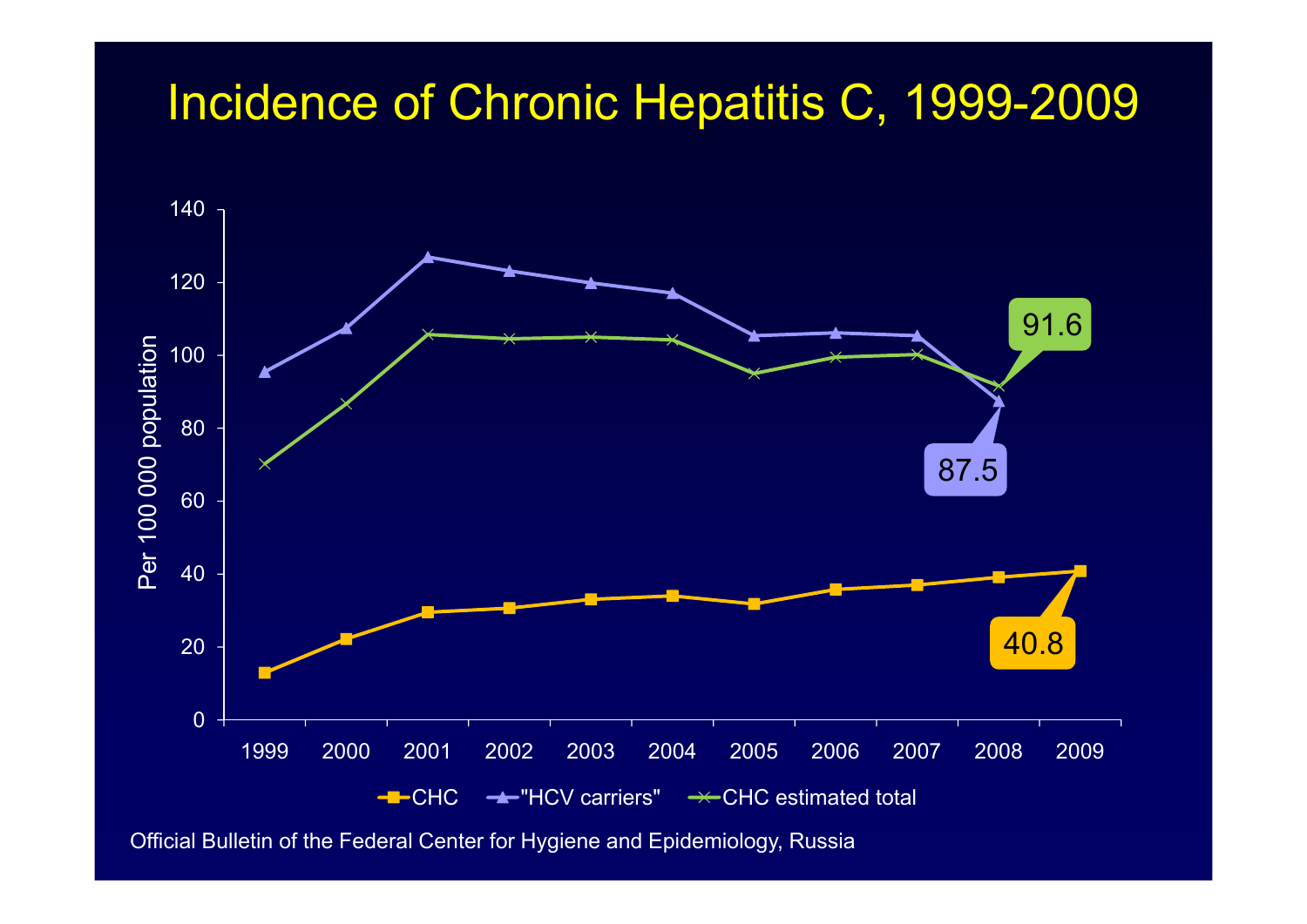# Incidence of Chronic Hepatitis C, 1999-2009

Per 100 000 population

Labeled values: 91.6 (CHC estimated total, 2008), 87.5 ("HCV carriers", 2008), 40.8 (CHC, 2009)

Legend: CHC; "HCV carriers"; CHC estimated total

Official Bulletin of the Federal Center for Hygiene and Epidemiology, Russia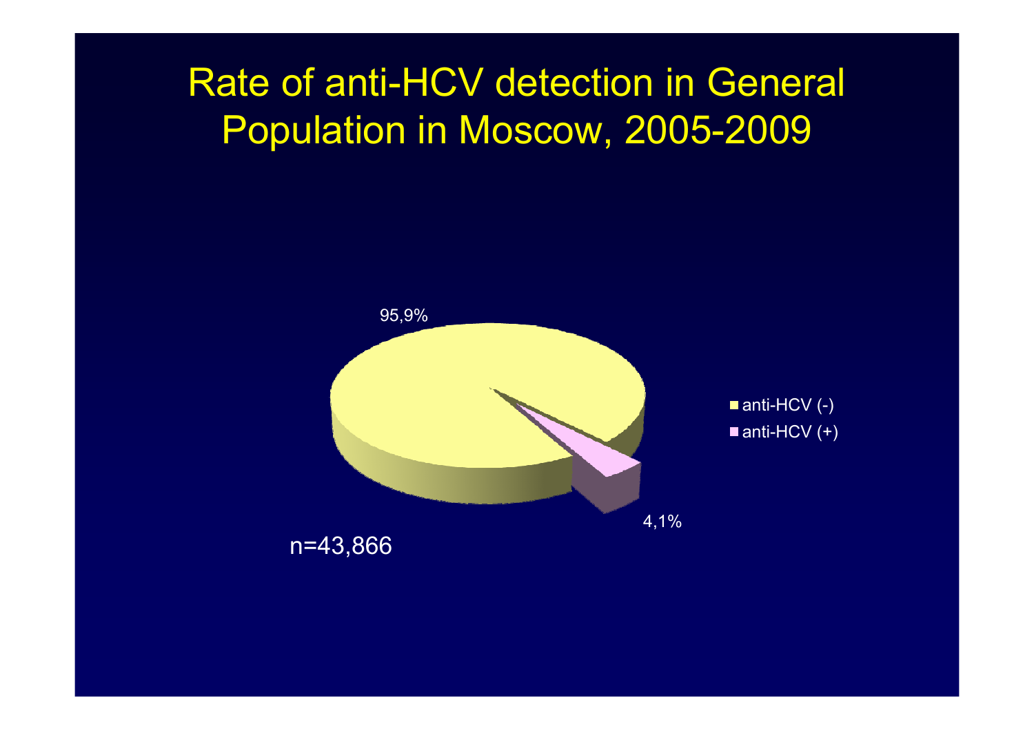# Rate of anti-HCV detection in General Population in Moscow, 2005-2009

95,9%

4,1%

- anti-HCV (-)
- anti-HCV (+)

n=43,866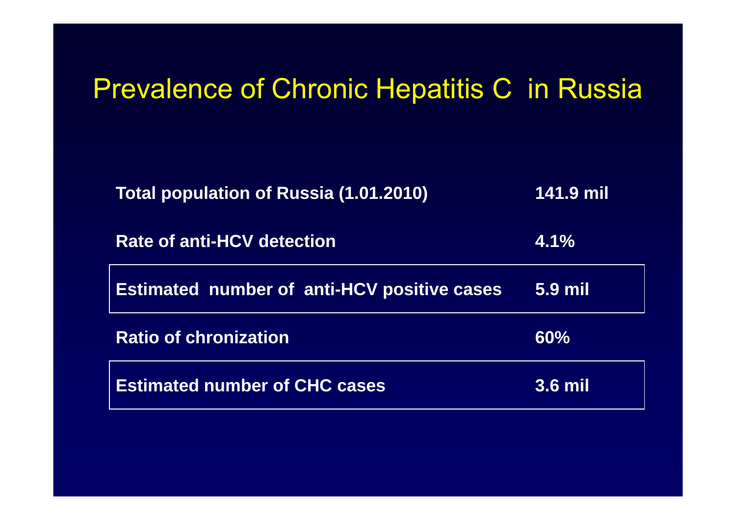# Prevalence of Chronic Hepatitis C in Russia

| | |
|---|---|
| **Total population of Russia (1.01.2010)** | **141.9 mil** |
| **Rate of anti-HCV detection** | **4.1%** |
| **Estimated number of anti-HCV positive cases** | **5.9 mil** |
| **Ratio of chronization** | **60%** |
| **Estimated number of CHC cases** | **3.6 mil** |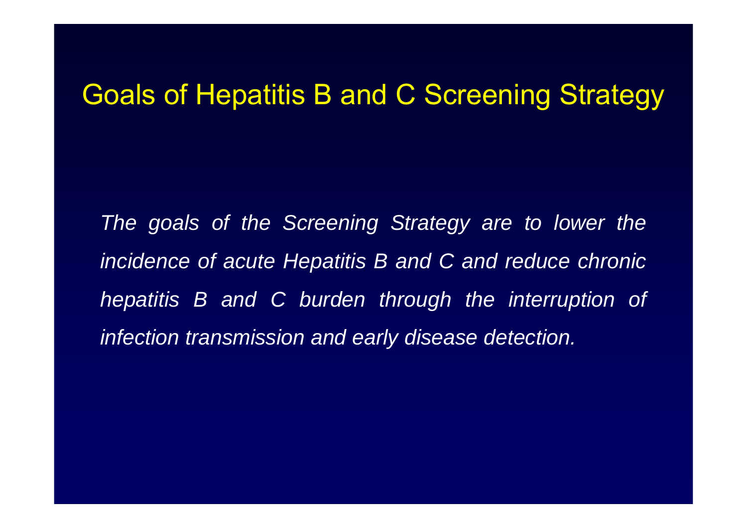# Goals of Hepatitis B and C Screening Strategy

*The goals of the Screening Strategy are to lower the incidence of acute Hepatitis B and C and reduce chronic hepatitis B and C burden through the interruption of infection transmission and early disease detection.*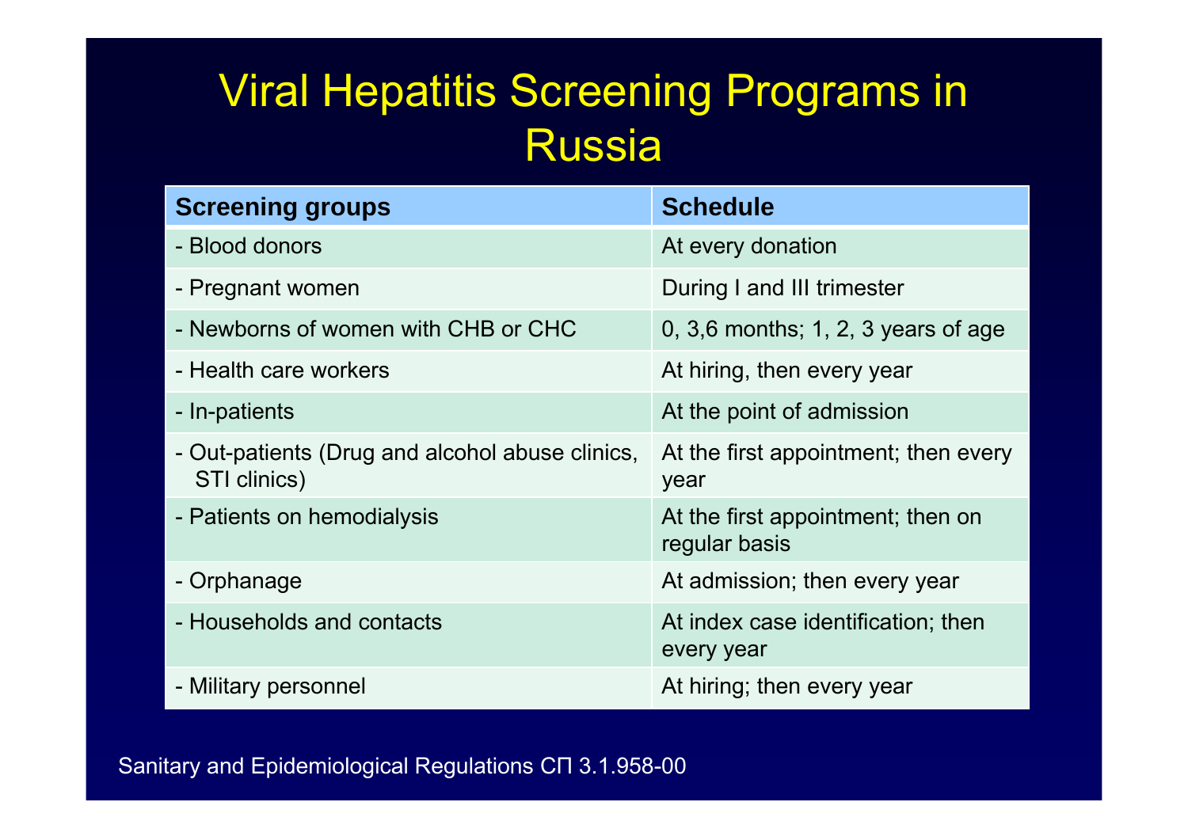# Viral Hepatitis Screening Programs in Russia

| Screening groups | Schedule |
|---|---|
| - Blood donors | At every donation |
| - Pregnant women | During I and III trimester |
| - Newborns of women with CHB or CHC | 0, 3,6 months; 1, 2, 3 years of age |
| - Health care workers | At hiring, then every year |
| - In-patients | At the point of admission |
| - Out-patients (Drug and alcohol abuse clinics, STI clinics) | At the first appointment; then every year |
| - Patients on hemodialysis | At the first appointment; then on regular basis |
| - Orphanage | At admission; then every year |
| - Households and contacts | At index case identification; then every year |
| - Military personnel | At hiring; then every year |

Sanitary and Epidemiological Regulations СП 3.1.958-00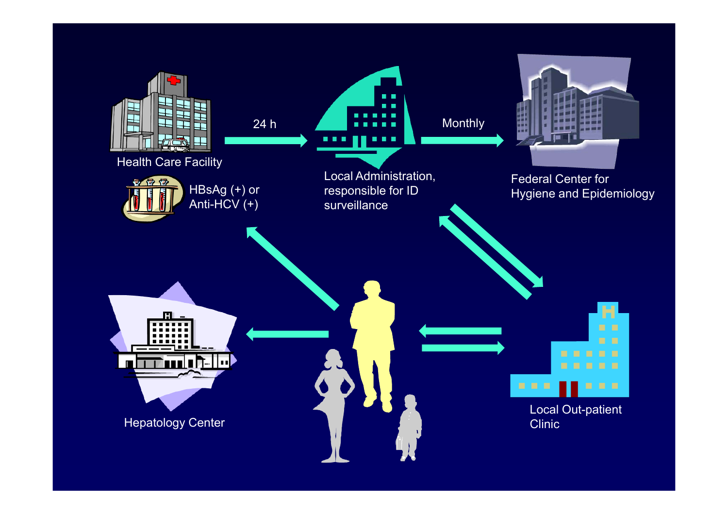Health Care Facility

24 h

Local Administration, responsible for ID surveillance

Monthly

Federal Center for Hygiene and Epidemiology

HBsAg (+) or Anti-HCV (+)

Hepatology Center

Local Out-patient Clinic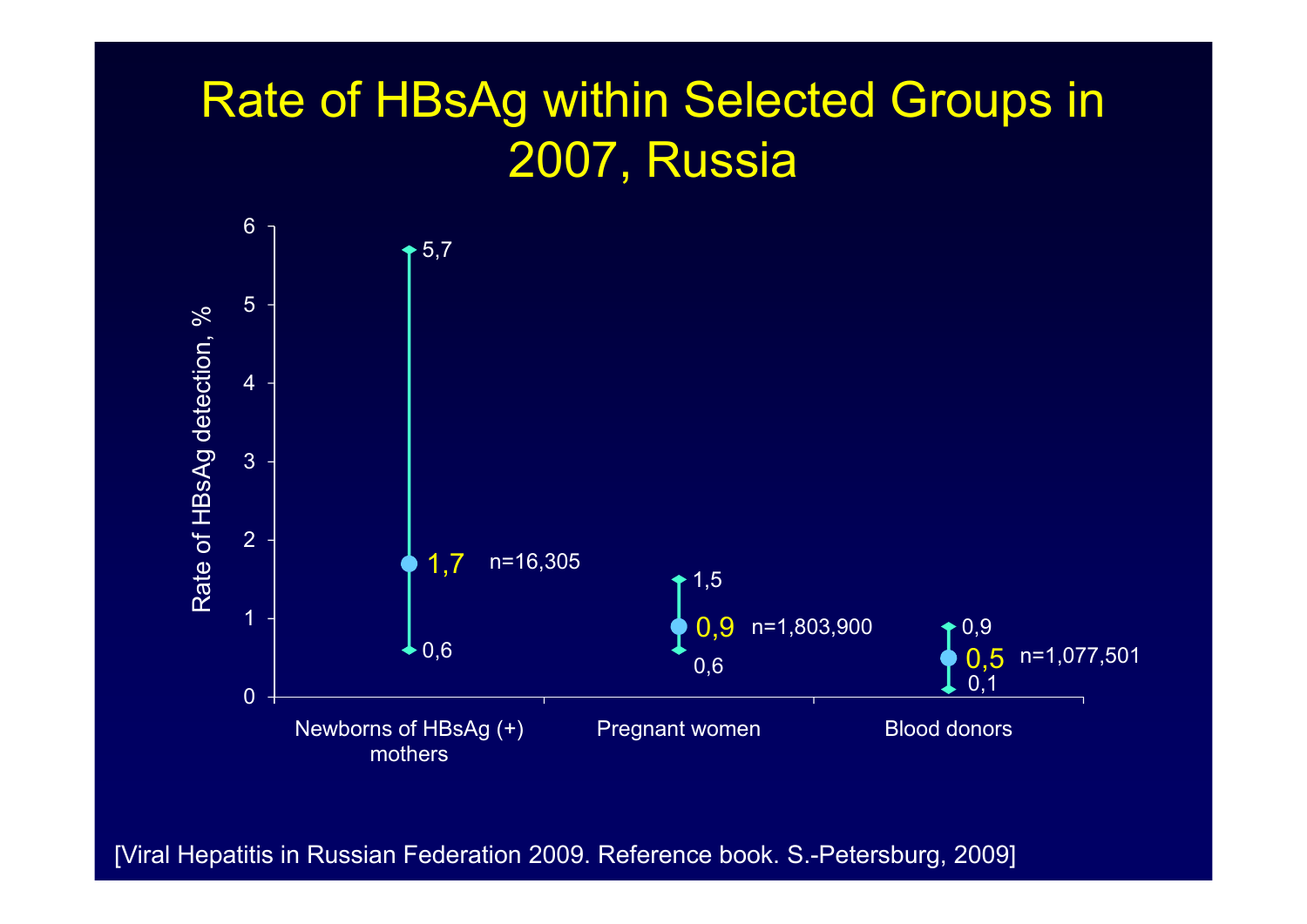# Rate of HBsAg within Selected Groups in 2007, Russia

| Group | Rate of HBsAg detection, % | Min | Max | n |
|---|---|---|---|---|
| Newborns of HBsAg (+) mothers | 1,7 | 0,6 | 5,7 | n=16,305 |
| Pregnant women | 0,9 | 0,6 | 1,5 | n=1,803,900 |
| Blood donors | 0,5 | 0,1 | 0,9 | n=1,077,501 |

[Viral Hepatitis in Russian Federation 2009. Reference book. S.-Petersburg, 2009]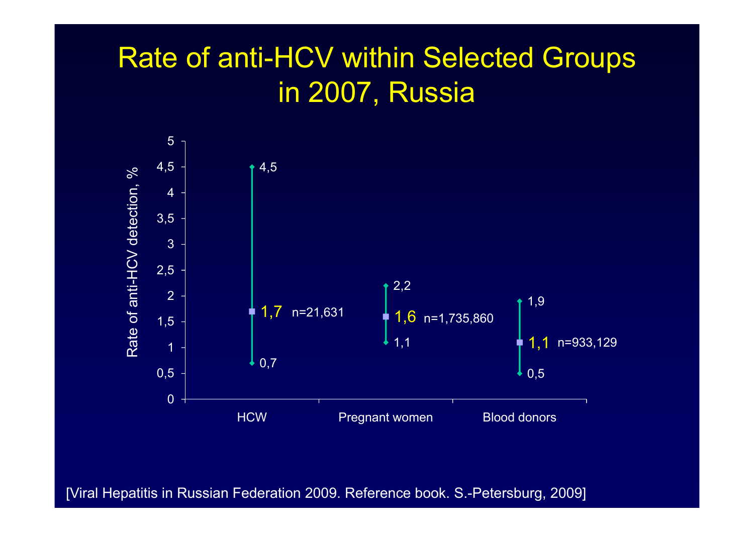# Rate of anti-HCV within Selected Groups in 2007, Russia

| Group | Rate of anti-HCV detection, % | Min | Max | n |
|---|---|---|---|---|
| HCW | 1,7 | 0,7 | 4,5 | n=21,631 |
| Pregnant women | 1,6 | 1,1 | 2,2 | n=1,735,860 |
| Blood donors | 1,1 | 0,5 | 1,9 | n=933,129 |

[Viral Hepatitis in Russian Federation 2009. Reference book. S.-Petersburg, 2009]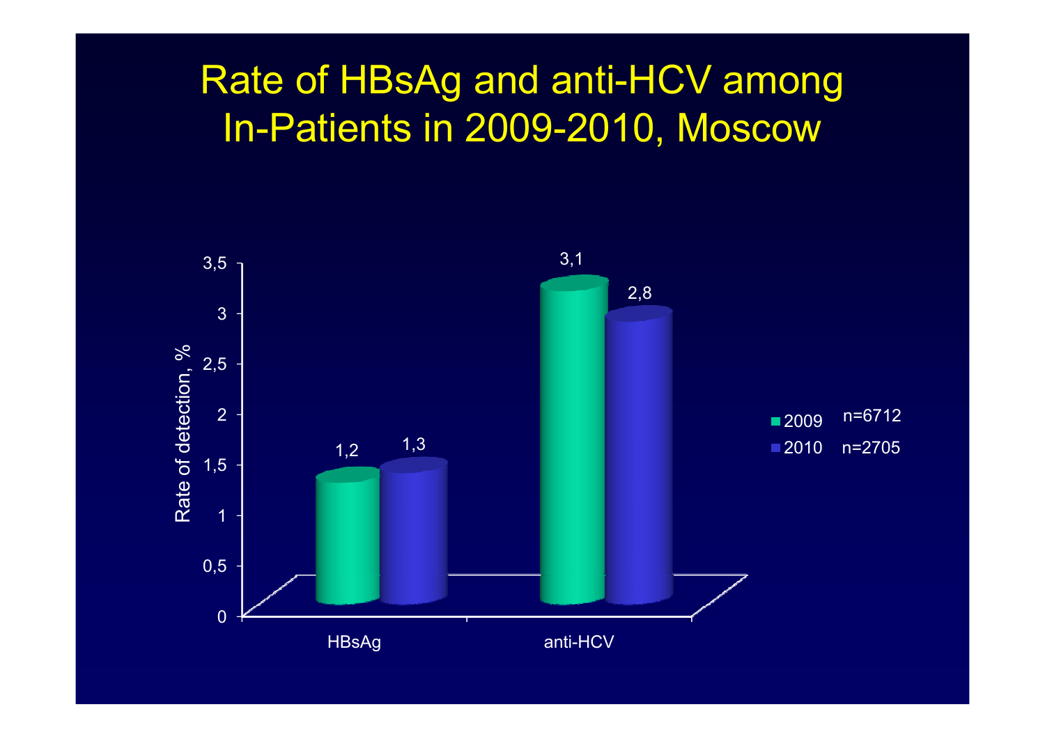# Rate of HBsAg and anti-HCV among In-Patients in 2009-2010, Moscow

| Rate of detection, % | 2009 (n=6712) | 2010 (n=2705) |
|---|---|---|
| HBsAg | 1,2 | 1,3 |
| anti-HCV | 3,1 | 2,8 |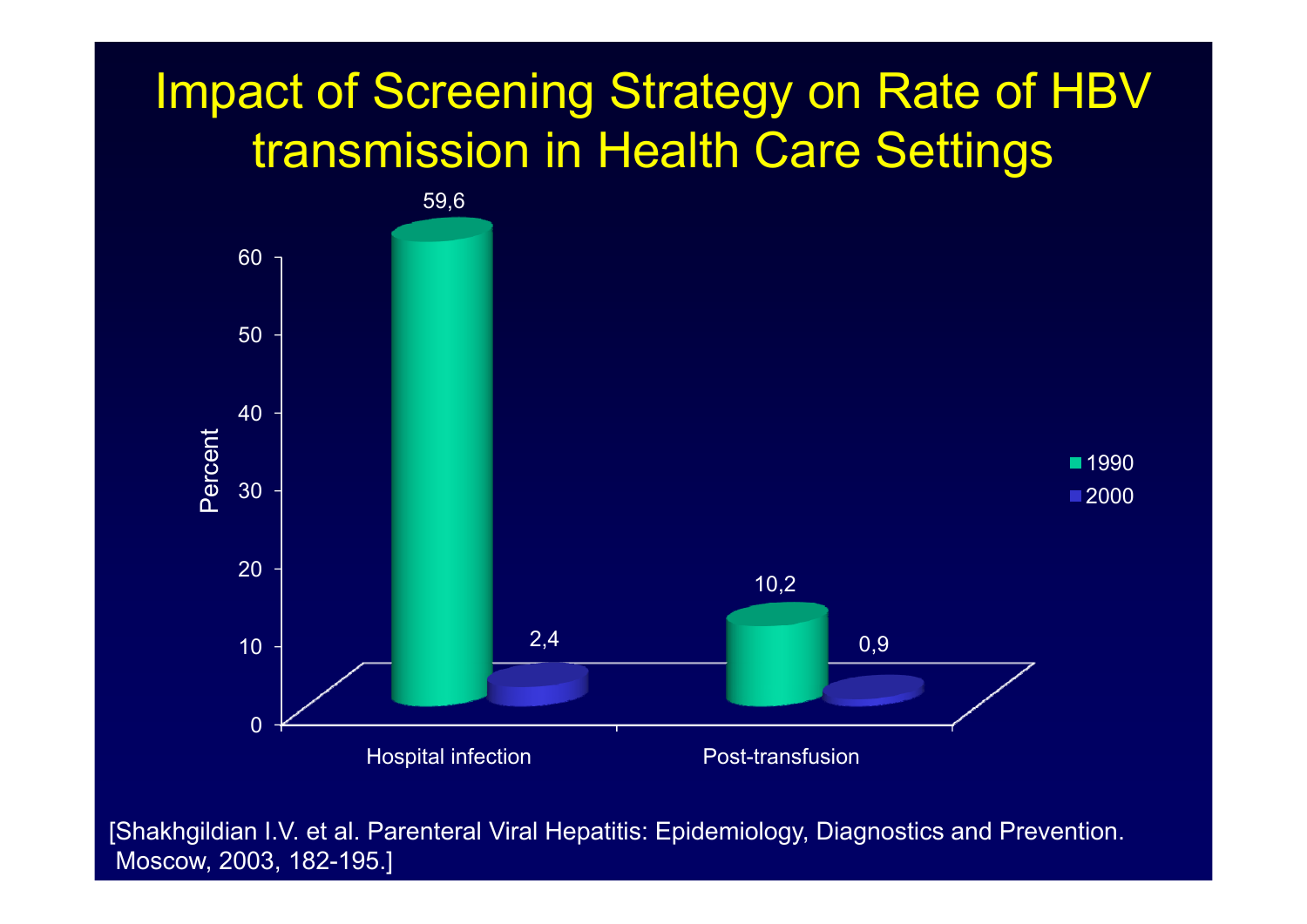# Impact of Screening Strategy on Rate of HBV transmission in Health Care Settings

| | 1990 | 2000 |
|---|---|---|
| Hospital infection | 59,6 | 2,4 |
| Post-transfusion | 10,2 | 0,9 |

Percent

[Shakhgildian I.V. et al. Parenteral Viral Hepatitis: Epidemiology, Diagnostics and Prevention. Moscow, 2003, 182-195.]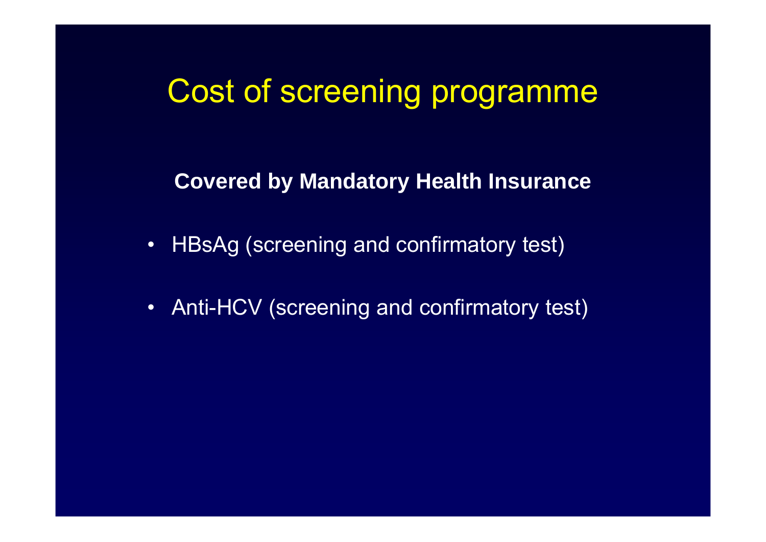# Cost of screening programme

**Covered by Mandatory Health Insurance**

- HBsAg (screening and confirmatory test)
- Anti-HCV (screening and confirmatory test)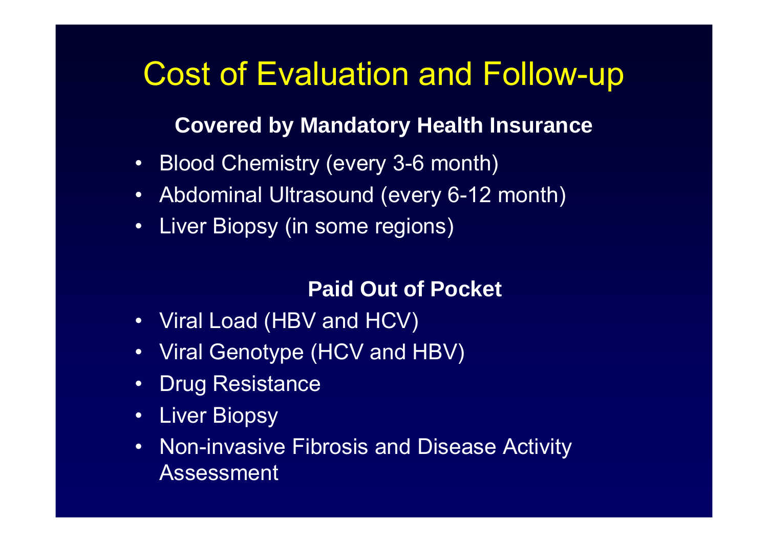# Cost of Evaluation and Follow-up

**Covered by Mandatory Health Insurance**

- Blood Chemistry (every 3-6 month)
- Abdominal Ultrasound (every 6-12 month)
- Liver Biopsy (in some regions)

**Paid Out of Pocket**

- Viral Load (HBV and HCV)
- Viral Genotype (HCV and HBV)
- Drug Resistance
- Liver Biopsy
- Non-invasive Fibrosis and Disease Activity Assessment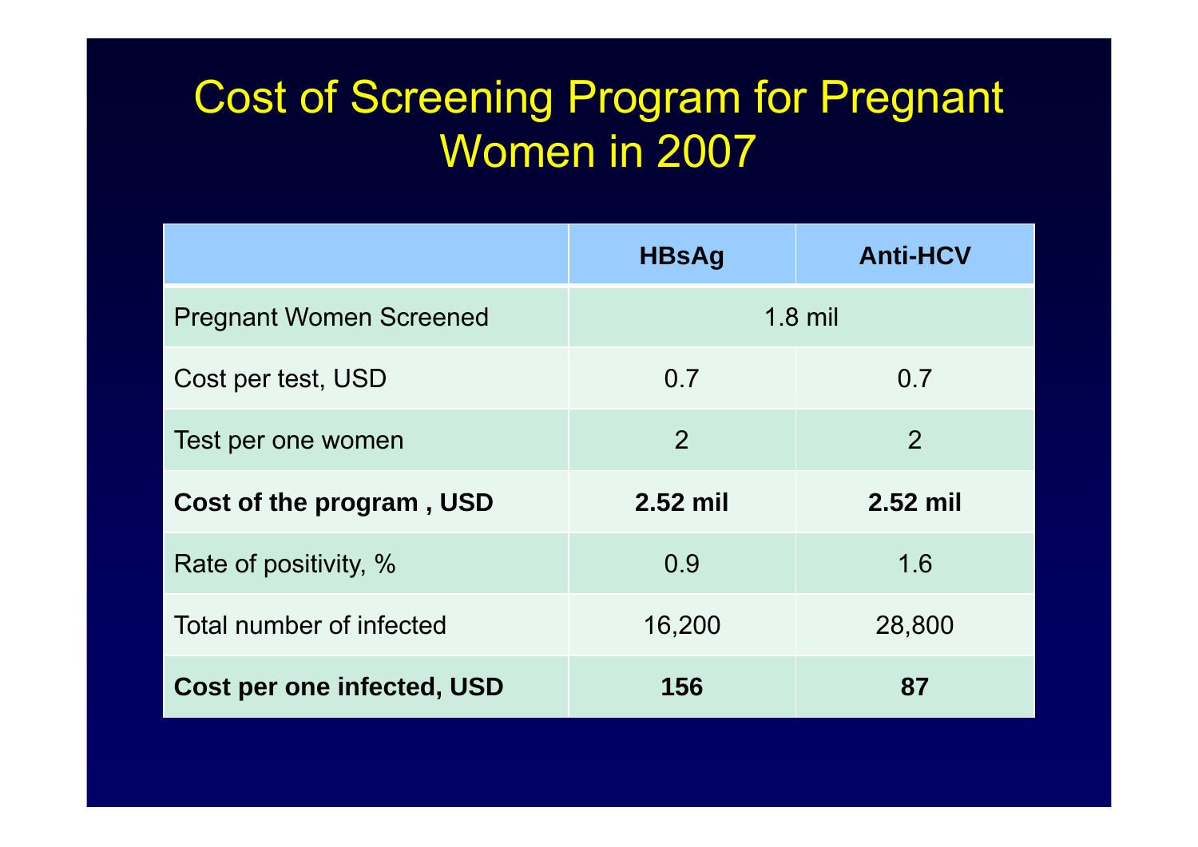# Cost of Screening Program for Pregnant Women in 2007

| | HBsAg | Anti-HCV |
|---|---|---|
| Pregnant Women Screened | 1.8 mil | |
| Cost per test, USD | 0.7 | 0.7 |
| Test per one women | 2 | 2 |
| **Cost of the program , USD** | **2.52 mil** | **2.52 mil** |
| Rate of positivity, % | 0.9 | 1.6 |
| Total number of infected | 16,200 | 28,800 |
| **Cost per one infected, USD** | **156** | **87** |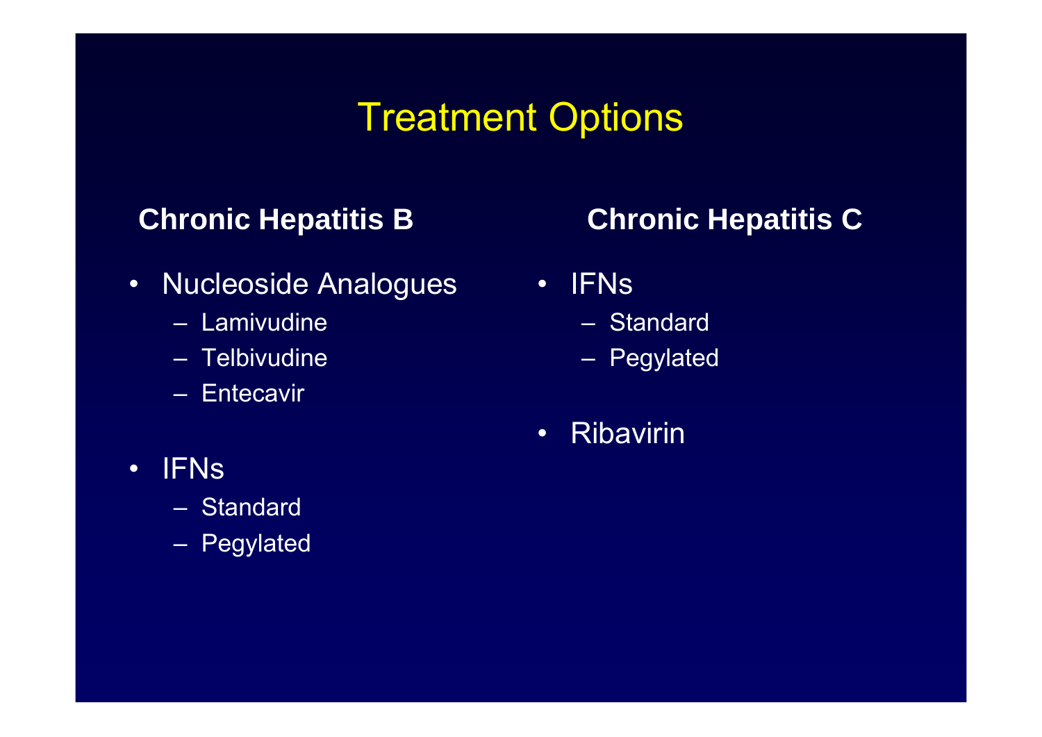# Treatment Options

## Chronic Hepatitis B

- Nucleoside Analogues
  - Lamivudine
  - Telbivudine
  - Entecavir
- IFNs
  - Standard
  - Pegylated

## Chronic Hepatitis C

- IFNs
  - Standard
  - Pegylated
- Ribavirin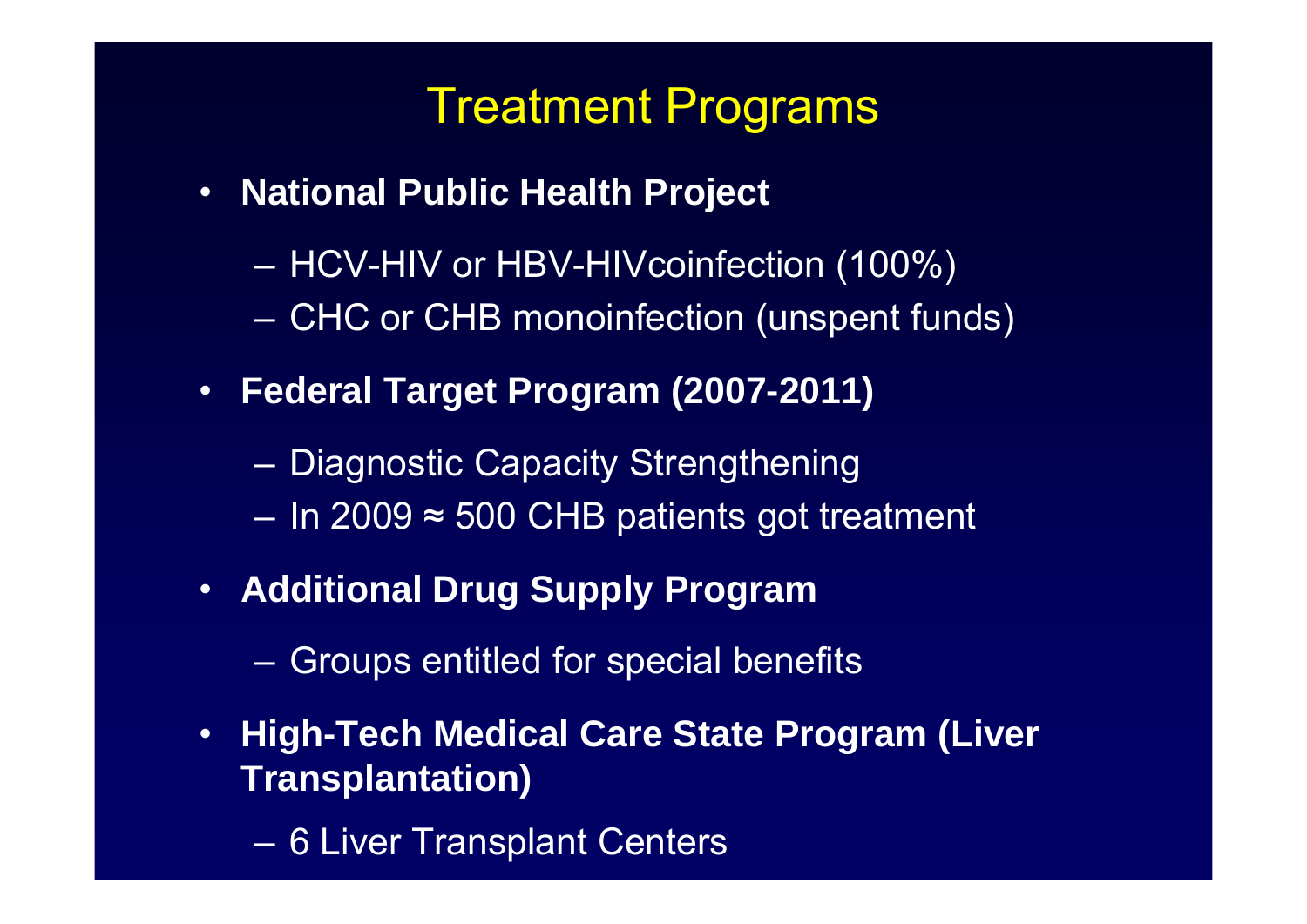# Treatment Programs

- **National Public Health Project**
  - HCV-HIV or HBV-HIVcoinfection (100%)
  - CHC or CHB monoinfection (unspent funds)
- **Federal Target Program (2007-2011)**
  - Diagnostic Capacity Strengthening
  - In 2009 ≈ 500 CHB patients got treatment
- **Additional Drug Supply Program**
  - Groups entitled for special benefits
- **High-Tech Medical Care State Program (Liver Transplantation)**
  - 6 Liver Transplant Centers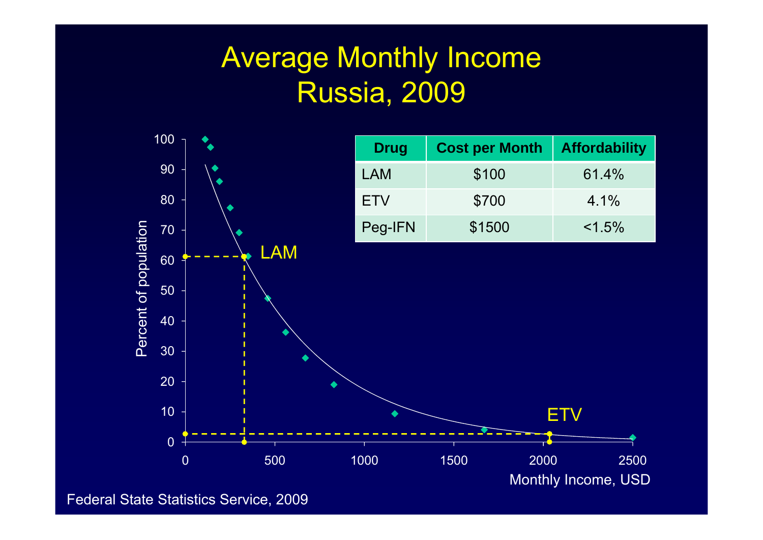# Average Monthly Income
# Russia, 2009

| Drug | Cost per Month | Affordability |
|---|---|---|
| LAM | $100 | 61.4% |
| ETV | $700 | 4.1% |
| Peg-IFN | $1500 | <1.5% |

Percent of population

Monthly Income, USD

LAM

ETV

Federal State Statistics Service, 2009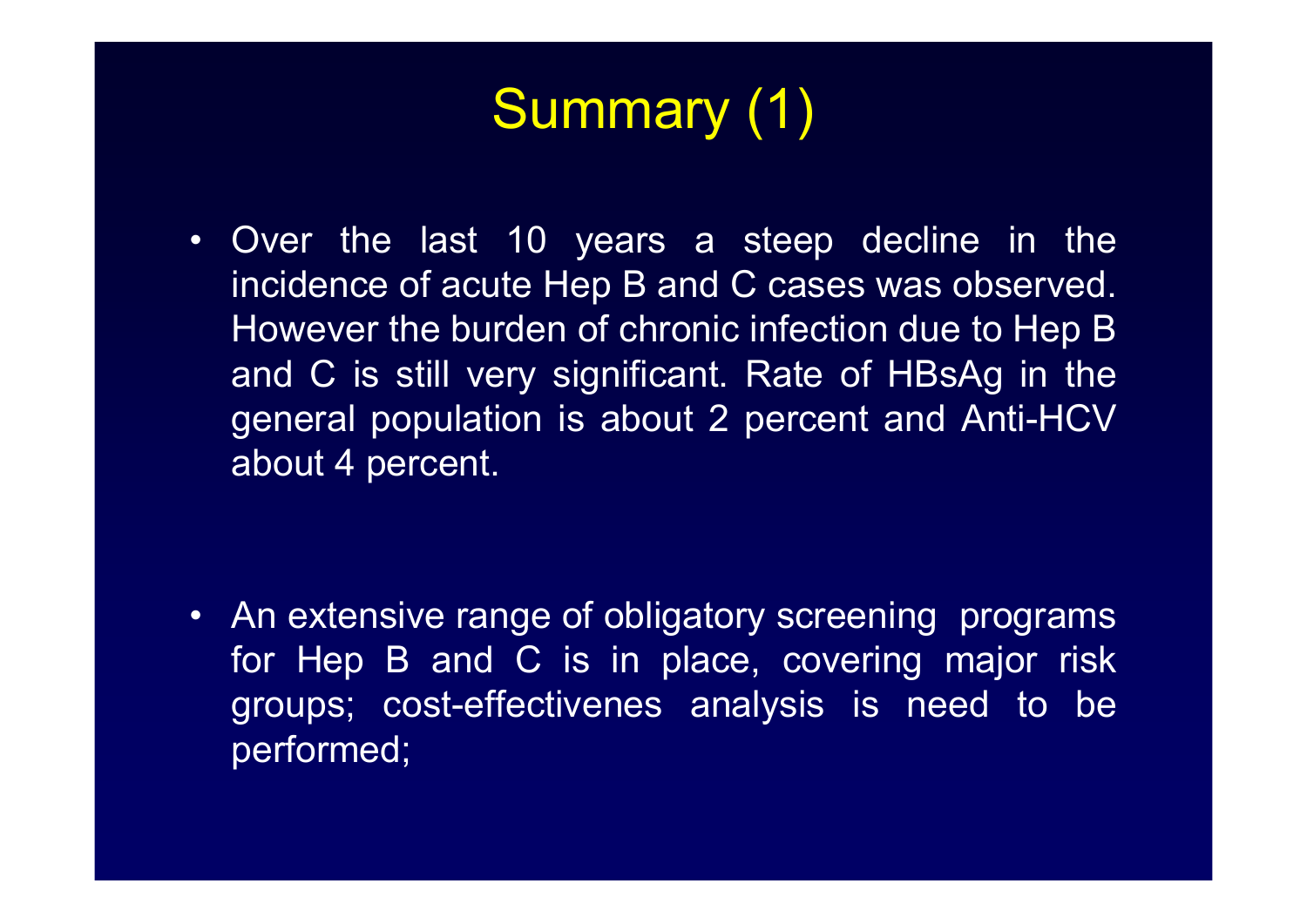# Summary (1)

- Over the last 10 years a steep decline in the incidence of acute Hep B and C cases was observed. However the burden of chronic infection due to Hep B and C is still very significant. Rate of HBsAg in the general population is about 2 percent and Anti-HCV about 4 percent.

- An extensive range of obligatory screening programs for Hep B and C is in place, covering major risk groups; cost-effectivenes analysis is need to be performed;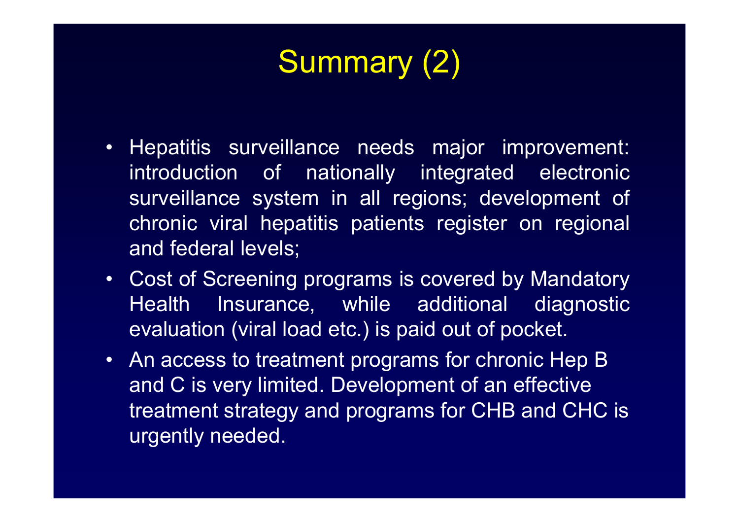# Summary (2)

- Hepatitis surveillance needs major improvement: introduction of nationally integrated electronic surveillance system in all regions; development of chronic viral hepatitis patients register on regional and federal levels;
- Cost of Screening programs is covered by Mandatory Health Insurance, while additional diagnostic evaluation (viral load etc.) is paid out of pocket.
- An access to treatment programs for chronic Hep B and C is very limited. Development of an effective treatment strategy and programs for CHB and CHC is urgently needed.